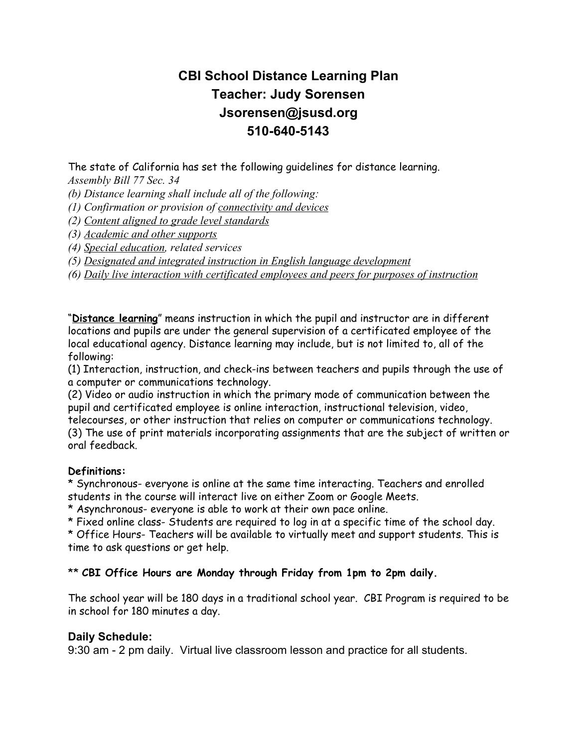# CBI School Distance Learning Plan
# Teacher: Judy Sorensen
# Jsorensen@jsusd.org
# 510-640-5143

The state of California has set the following guidelines for distance learning.

*Assembly Bill 77 Sec. 34*

*(b) Distance learning shall include all of the following:*

*(1) Confirmation or provision of <u>connectivity and devices</u>*

*(2) <u>Content aligned to grade level standards</u>*

*(3) <u>Academic and other supports</u>*

*(4) <u>Special education</u>, related services*

*(5) <u>Designated and integrated instruction in English language development</u>*

*(6) <u>Daily live interaction with certificated employees and peers for purposes of instruction</u>*

"**<u>Distance learning</u>**" means instruction in which the pupil and instructor are in different locations and pupils are under the general supervision of a certificated employee of the local educational agency. Distance learning may include, but is not limited to, all of the following:

(1) Interaction, instruction, and check-ins between teachers and pupils through the use of a computer or communications technology.

(2) Video or audio instruction in which the primary mode of communication between the pupil and certificated employee is online interaction, instructional television, video, telecourses, or other instruction that relies on computer or communications technology.

(3) The use of print materials incorporating assignments that are the subject of written or oral feedback.

**Definitions:**

* Synchronous- everyone is online at the same time interacting. Teachers and enrolled students in the course will interact live on either Zoom or Google Meets.
* Asynchronous- everyone is able to work at their own pace online.
* Fixed online class- Students are required to log in at a specific time of the school day.
* Office Hours- Teachers will be available to virtually meet and support students. This is time to ask questions or get help.

** ***CBI Office Hours are Monday through Friday from 1pm to 2pm daily.***

The school year will be 180 days in a traditional school year. CBI Program is required to be in school for 180 minutes a day.

### Daily Schedule:

9:30 am - 2 pm daily. Virtual live classroom lesson and practice for all students.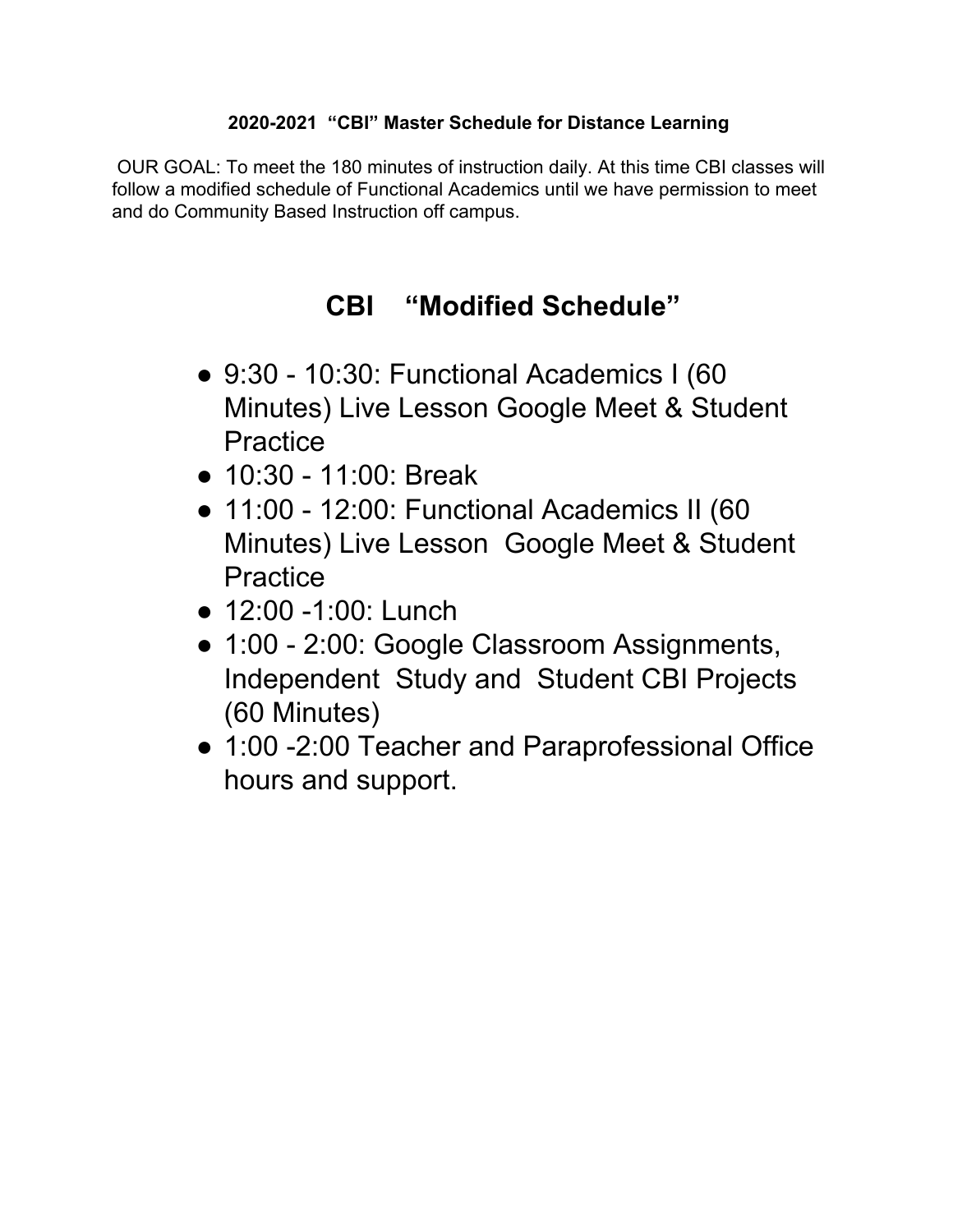**2020-2021 "CBI" Master Schedule for Distance Learning**

OUR GOAL: To meet the 180 minutes of instruction daily. At this time CBI classes will follow a modified schedule of Functional Academics until we have permission to meet and do Community Based Instruction off campus.

# CBI "Modified Schedule"

- 9:30 - 10:30: Functional Academics I (60 Minutes) Live Lesson Google Meet & Student Practice
- 10:30 - 11:00: Break
- 11:00 - 12:00: Functional Academics II (60 Minutes) Live Lesson Google Meet & Student Practice
- 12:00 -1:00: Lunch
- 1:00 - 2:00: Google Classroom Assignments, Independent Study and Student CBI Projects (60 Minutes)
- 1:00 -2:00 Teacher and Paraprofessional Office hours and support.